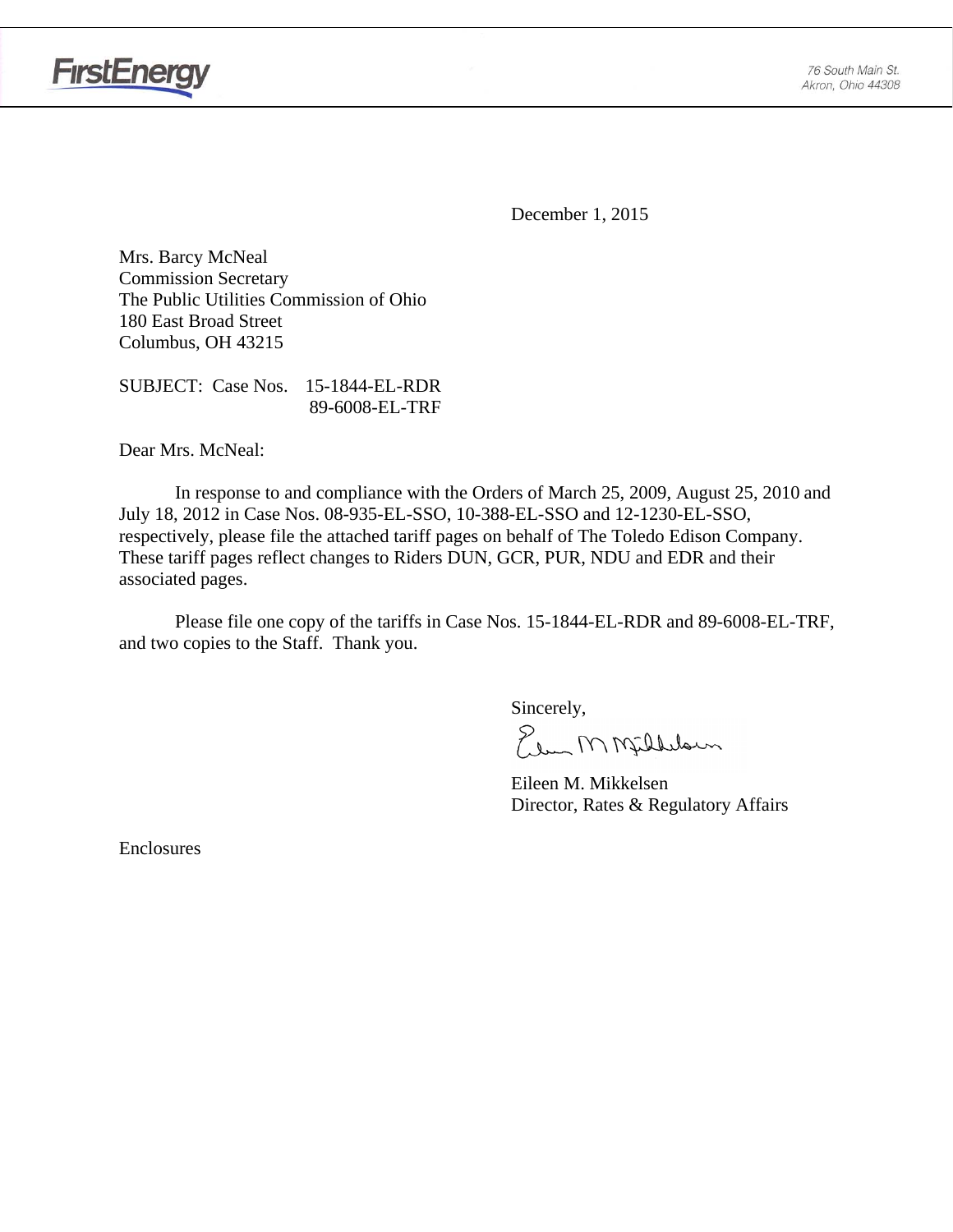FirstEnergy

76 South Main St.
Akron, Ohio 44308

December 1, 2015

Mrs. Barcy McNeal
Commission Secretary
The Public Utilities Commission of Ohio
180 East Broad Street
Columbus, OH 43215

SUBJECT: Case Nos. 15-1844-EL-RDR
89-6008-EL-TRF

Dear Mrs. McNeal:

In response to and compliance with the Orders of March 25, 2009, August 25, 2010 and July 18, 2012 in Case Nos. 08-935-EL-SSO, 10-388-EL-SSO and 12-1230-EL-SSO, respectively, please file the attached tariff pages on behalf of The Toledo Edison Company. These tariff pages reflect changes to Riders DUN, GCR, PUR, NDU and EDR and their associated pages.

Please file one copy of the tariffs in Case Nos. 15-1844-EL-RDR and 89-6008-EL-TRF, and two copies to the Staff. Thank you.

Sincerely,

Eileen M. Mikkelsen
Director, Rates & Regulatory Affairs

Enclosures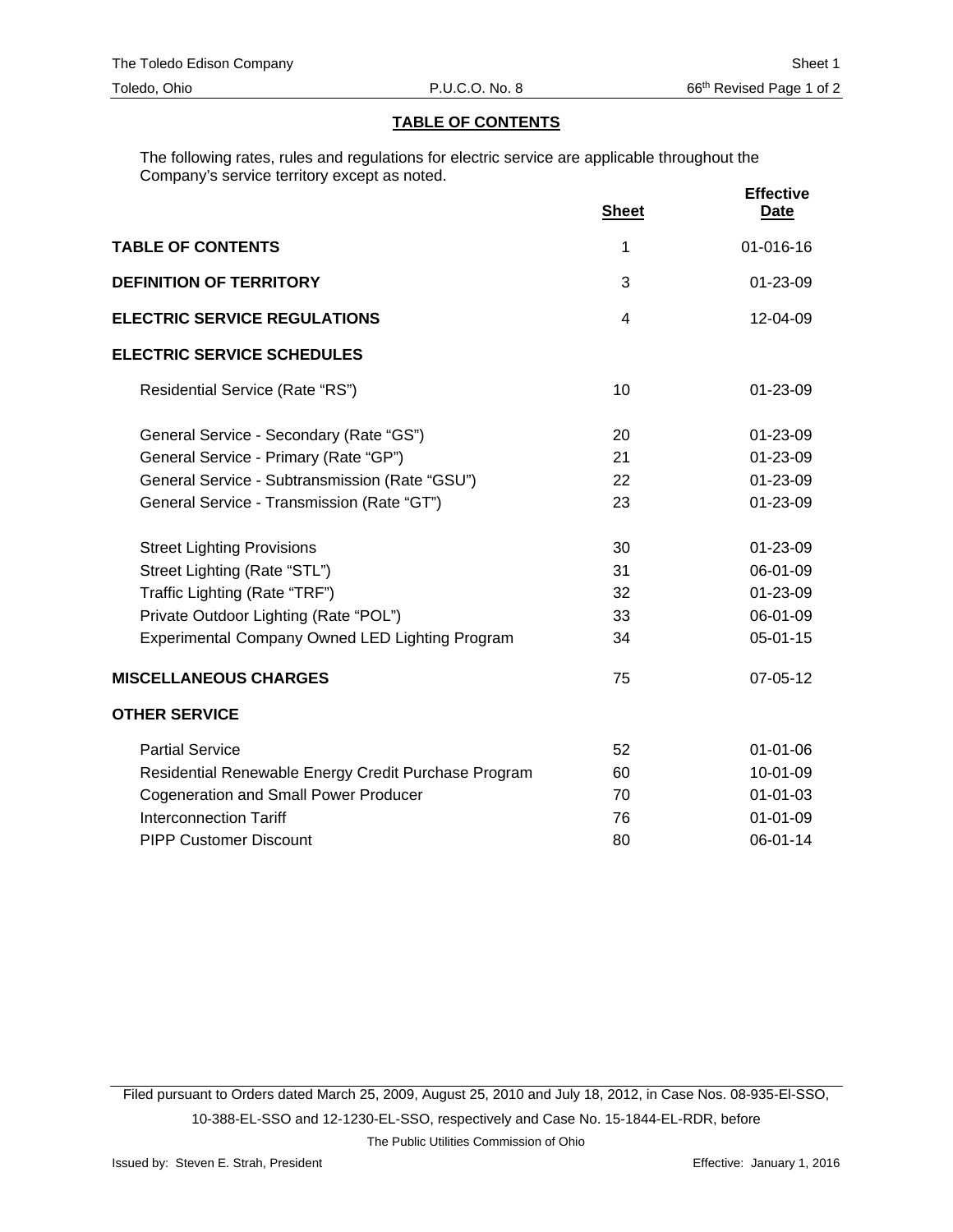## TABLE OF CONTENTS

The following rates, rules and regulations for electric service are applicable throughout the Company's service territory except as noted.

| | Sheet | Effective Date |
|---|---|---|
| **TABLE OF CONTENTS** | 1 | 01-016-16 |
| **DEFINITION OF TERRITORY** | 3 | 01-23-09 |
| **ELECTRIC SERVICE REGULATIONS** | 4 | 12-04-09 |
| **ELECTRIC SERVICE SCHEDULES** | | |
| Residential Service (Rate "RS") | 10 | 01-23-09 |
| General Service - Secondary (Rate "GS") | 20 | 01-23-09 |
| General Service - Primary (Rate "GP") | 21 | 01-23-09 |
| General Service - Subtransmission (Rate "GSU") | 22 | 01-23-09 |
| General Service - Transmission (Rate "GT") | 23 | 01-23-09 |
| Street Lighting Provisions | 30 | 01-23-09 |
| Street Lighting (Rate "STL") | 31 | 06-01-09 |
| Traffic Lighting (Rate "TRF") | 32 | 01-23-09 |
| Private Outdoor Lighting (Rate "POL") | 33 | 06-01-09 |
| Experimental Company Owned LED Lighting Program | 34 | 05-01-15 |
| **MISCELLANEOUS CHARGES** | 75 | 07-05-12 |
| **OTHER SERVICE** | | |
| Partial Service | 52 | 01-01-06 |
| Residential Renewable Energy Credit Purchase Program | 60 | 10-01-09 |
| Cogeneration and Small Power Producer | 70 | 01-01-03 |
| Interconnection Tariff | 76 | 01-01-09 |
| PIPP Customer Discount | 80 | 06-01-14 |

Filed pursuant to Orders dated March 25, 2009, August 25, 2010 and July 18, 2012, in Case Nos. 08-935-El-SSO, 10-388-EL-SSO and 12-1230-EL-SSO, respectively and Case No. 15-1844-EL-RDR, before The Public Utilities Commission of Ohio

Issued by: Steven E. Strah, President — Effective: January 1, 2016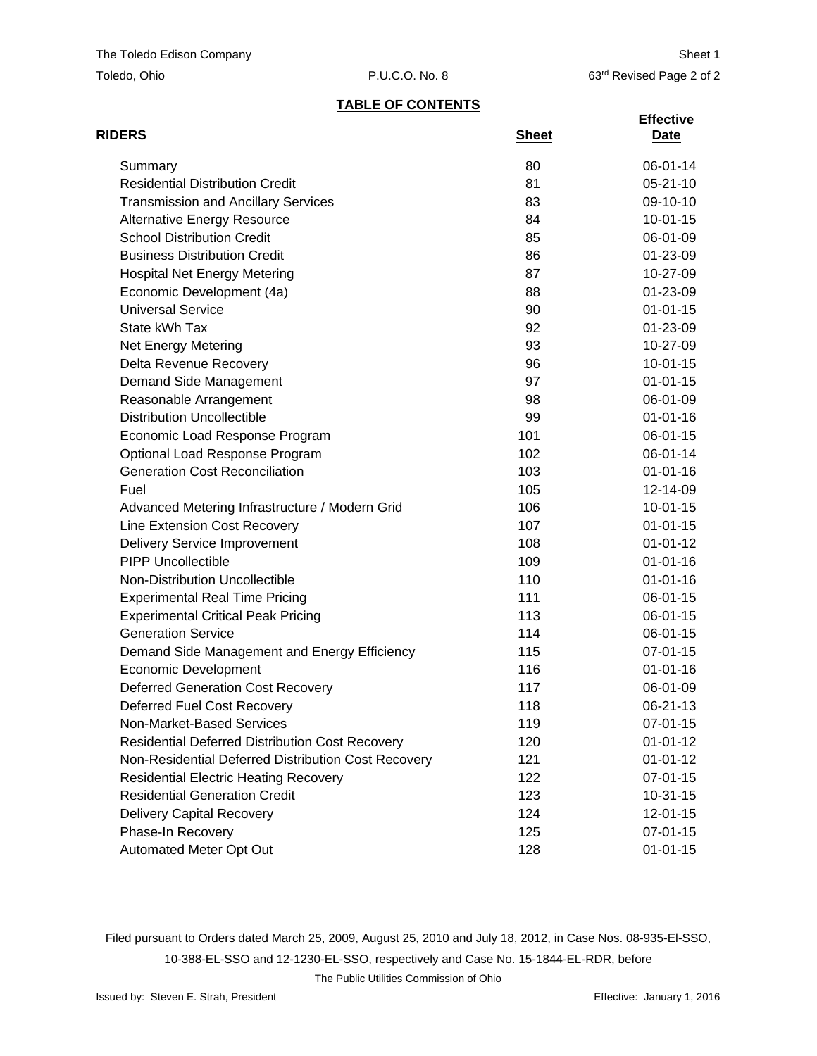## TABLE OF CONTENTS

| RIDERS | Sheet | Effective Date |
|---|---|---|
| Summary | 80 | 06-01-14 |
| Residential Distribution Credit | 81 | 05-21-10 |
| Transmission and Ancillary Services | 83 | 09-10-10 |
| Alternative Energy Resource | 84 | 10-01-15 |
| School Distribution Credit | 85 | 06-01-09 |
| Business Distribution Credit | 86 | 01-23-09 |
| Hospital Net Energy Metering | 87 | 10-27-09 |
| Economic Development (4a) | 88 | 01-23-09 |
| Universal Service | 90 | 01-01-15 |
| State kWh Tax | 92 | 01-23-09 |
| Net Energy Metering | 93 | 10-27-09 |
| Delta Revenue Recovery | 96 | 10-01-15 |
| Demand Side Management | 97 | 01-01-15 |
| Reasonable Arrangement | 98 | 06-01-09 |
| Distribution Uncollectible | 99 | 01-01-16 |
| Economic Load Response Program | 101 | 06-01-15 |
| Optional Load Response Program | 102 | 06-01-14 |
| Generation Cost Reconciliation | 103 | 01-01-16 |
| Fuel | 105 | 12-14-09 |
| Advanced Metering Infrastructure / Modern Grid | 106 | 10-01-15 |
| Line Extension Cost Recovery | 107 | 01-01-15 |
| Delivery Service Improvement | 108 | 01-01-12 |
| PIPP Uncollectible | 109 | 01-01-16 |
| Non-Distribution Uncollectible | 110 | 01-01-16 |
| Experimental Real Time Pricing | 111 | 06-01-15 |
| Experimental Critical Peak Pricing | 113 | 06-01-15 |
| Generation Service | 114 | 06-01-15 |
| Demand Side Management and Energy Efficiency | 115 | 07-01-15 |
| Economic Development | 116 | 01-01-16 |
| Deferred Generation Cost Recovery | 117 | 06-01-09 |
| Deferred Fuel Cost Recovery | 118 | 06-21-13 |
| Non-Market-Based Services | 119 | 07-01-15 |
| Residential Deferred Distribution Cost Recovery | 120 | 01-01-12 |
| Non-Residential Deferred Distribution Cost Recovery | 121 | 01-01-12 |
| Residential Electric Heating Recovery | 122 | 07-01-15 |
| Residential Generation Credit | 123 | 10-31-15 |
| Delivery Capital Recovery | 124 | 12-01-15 |
| Phase-In Recovery | 125 | 07-01-15 |
| Automated Meter Opt Out | 128 | 01-01-15 |

Filed pursuant to Orders dated March 25, 2009, August 25, 2010 and July 18, 2012, in Case Nos. 08-935-El-SSO, 10-388-EL-SSO and 12-1230-EL-SSO, respectively and Case No. 15-1844-EL-RDR, before The Public Utilities Commission of Ohio

Issued by: Steven E. Strah, President

Effective: January 1, 2016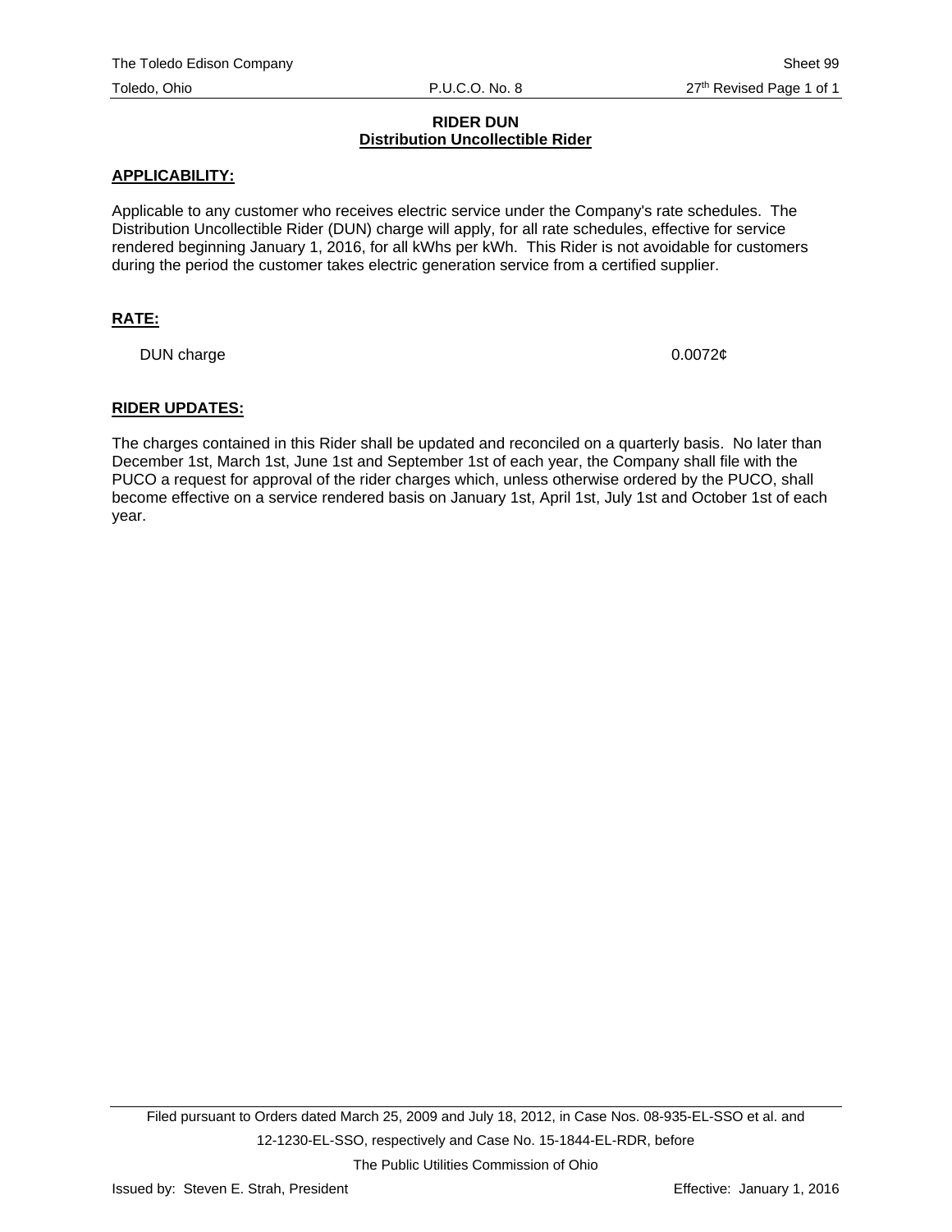The Toledo Edison Company | Sheet 99
Toledo, Ohio | P.U.C.O. No. 8 | 27th Revised Page 1 of 1

## RIDER DUN
## Distribution Uncollectible Rider

**APPLICABILITY:**

Applicable to any customer who receives electric service under the Company's rate schedules. The Distribution Uncollectible Rider (DUN) charge will apply, for all rate schedules, effective for service rendered beginning January 1, 2016, for all kWhs per kWh. This Rider is not avoidable for customers during the period the customer takes electric generation service from a certified supplier.

**RATE:**

| | |
|---|---|
| DUN charge | 0.0072¢ |

**RIDER UPDATES:**

The charges contained in this Rider shall be updated and reconciled on a quarterly basis. No later than December 1st, March 1st, June 1st and September 1st of each year, the Company shall file with the PUCO a request for approval of the rider charges which, unless otherwise ordered by the PUCO, shall become effective on a service rendered basis on January 1st, April 1st, July 1st and October 1st of each year.

Filed pursuant to Orders dated March 25, 2009 and July 18, 2012, in Case Nos. 08-935-EL-SSO et al. and 12-1230-EL-SSO, respectively and Case No. 15-1844-EL-RDR, before The Public Utilities Commission of Ohio

Issued by: Steven E. Strah, President | Effective: January 1, 2016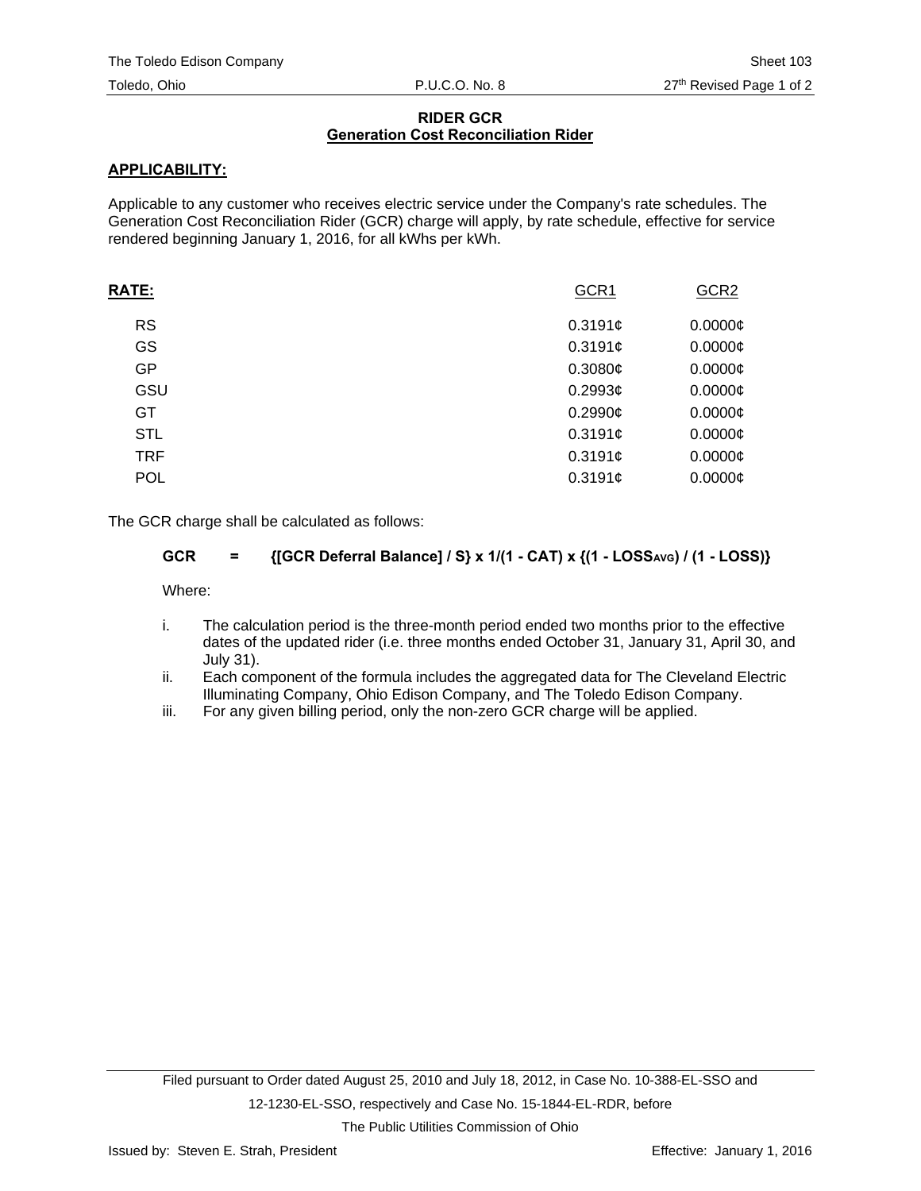The Toledo Edison Company | Sheet 103
Toledo, Ohio | P.U.C.O. No. 8 | 27th Revised Page 1 of 2

## RIDER GCR
## Generation Cost Reconciliation Rider

**APPLICABILITY:**

Applicable to any customer who receives electric service under the Company's rate schedules. The Generation Cost Reconciliation Rider (GCR) charge will apply, by rate schedule, effective for service rendered beginning January 1, 2016, for all kWhs per kWh.

| **RATE:** | GCR1 | GCR2 |
|---|---|---|
| RS | 0.3191¢ | 0.0000¢ |
| GS | 0.3191¢ | 0.0000¢ |
| GP | 0.3080¢ | 0.0000¢ |
| GSU | 0.2993¢ | 0.0000¢ |
| GT | 0.2990¢ | 0.0000¢ |
| STL | 0.3191¢ | 0.0000¢ |
| TRF | 0.3191¢ | 0.0000¢ |
| POL | 0.3191¢ | 0.0000¢ |

The GCR charge shall be calculated as follows:

$$\textbf{GCR} = \{[\text{GCR Deferral Balance}] / S\} \times 1/(1 - CAT) \times \{(1 - LOSS_{AVG}) / (1 - LOSS)\}$$

Where:

i. The calculation period is the three-month period ended two months prior to the effective dates of the updated rider (i.e. three months ended October 31, January 31, April 30, and July 31).
ii. Each component of the formula includes the aggregated data for The Cleveland Electric Illuminating Company, Ohio Edison Company, and The Toledo Edison Company.
iii. For any given billing period, only the non-zero GCR charge will be applied.

Filed pursuant to Order dated August 25, 2010 and July 18, 2012, in Case No. 10-388-EL-SSO and 12-1230-EL-SSO, respectively and Case No. 15-1844-EL-RDR, before The Public Utilities Commission of Ohio

Issued by: Steven E. Strah, President | Effective: January 1, 2016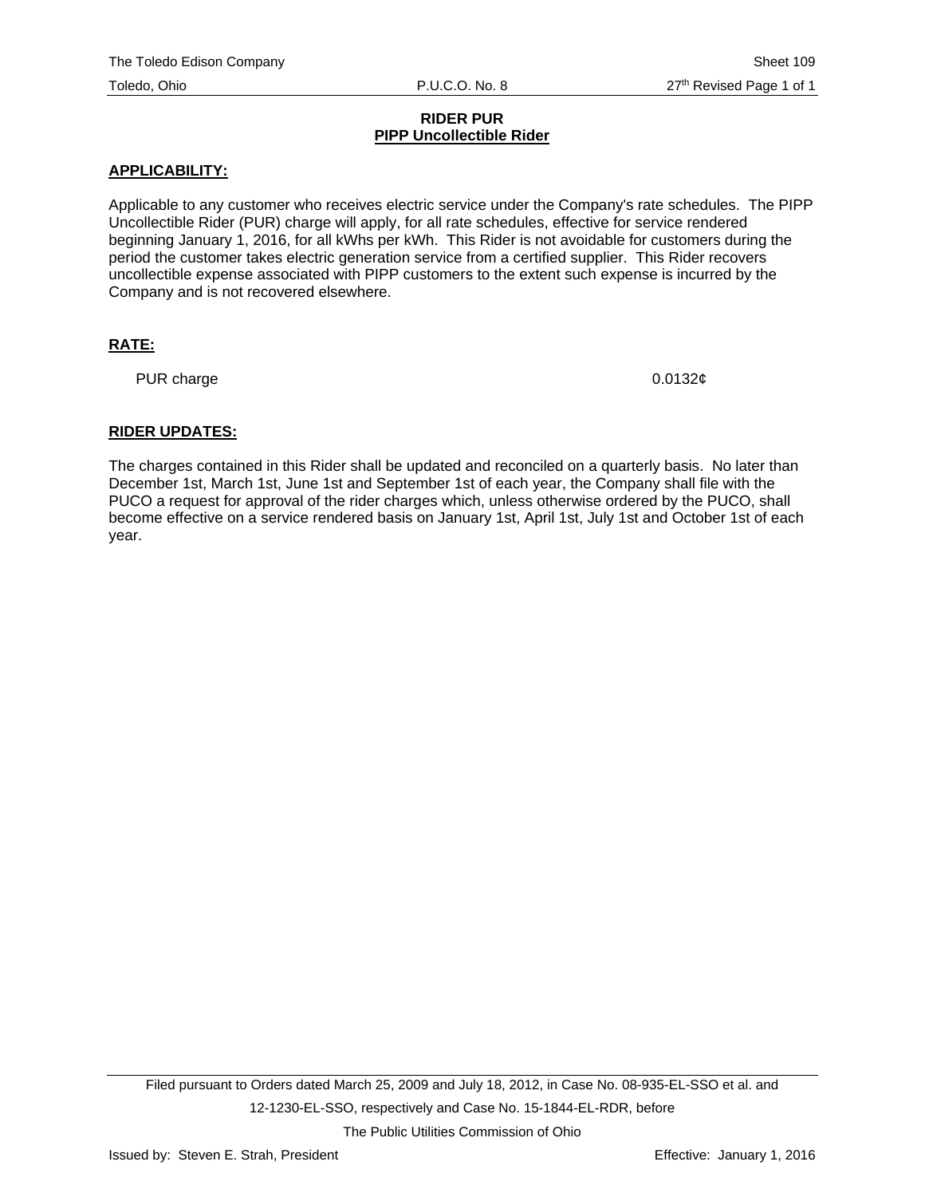# RIDER PUR
## PIPP Uncollectible Rider

**APPLICABILITY:**

Applicable to any customer who receives electric service under the Company's rate schedules. The PIPP Uncollectible Rider (PUR) charge will apply, for all rate schedules, effective for service rendered beginning January 1, 2016, for all kWhs per kWh. This Rider is not avoidable for customers during the period the customer takes electric generation service from a certified supplier. This Rider recovers uncollectible expense associated with PIPP customers to the extent such expense is incurred by the Company and is not recovered elsewhere.

**RATE:**

| | |
|---|---|
| PUR charge | 0.0132¢ |

**RIDER UPDATES:**

The charges contained in this Rider shall be updated and reconciled on a quarterly basis. No later than December 1st, March 1st, June 1st and September 1st of each year, the Company shall file with the PUCO a request for approval of the rider charges which, unless otherwise ordered by the PUCO, shall become effective on a service rendered basis on January 1st, April 1st, July 1st and October 1st of each year.

Filed pursuant to Orders dated March 25, 2009 and July 18, 2012, in Case No. 08-935-EL-SSO et al. and 12-1230-EL-SSO, respectively and Case No. 15-1844-EL-RDR, before The Public Utilities Commission of Ohio

Issued by: Steven E. Strah, President

Effective: January 1, 2016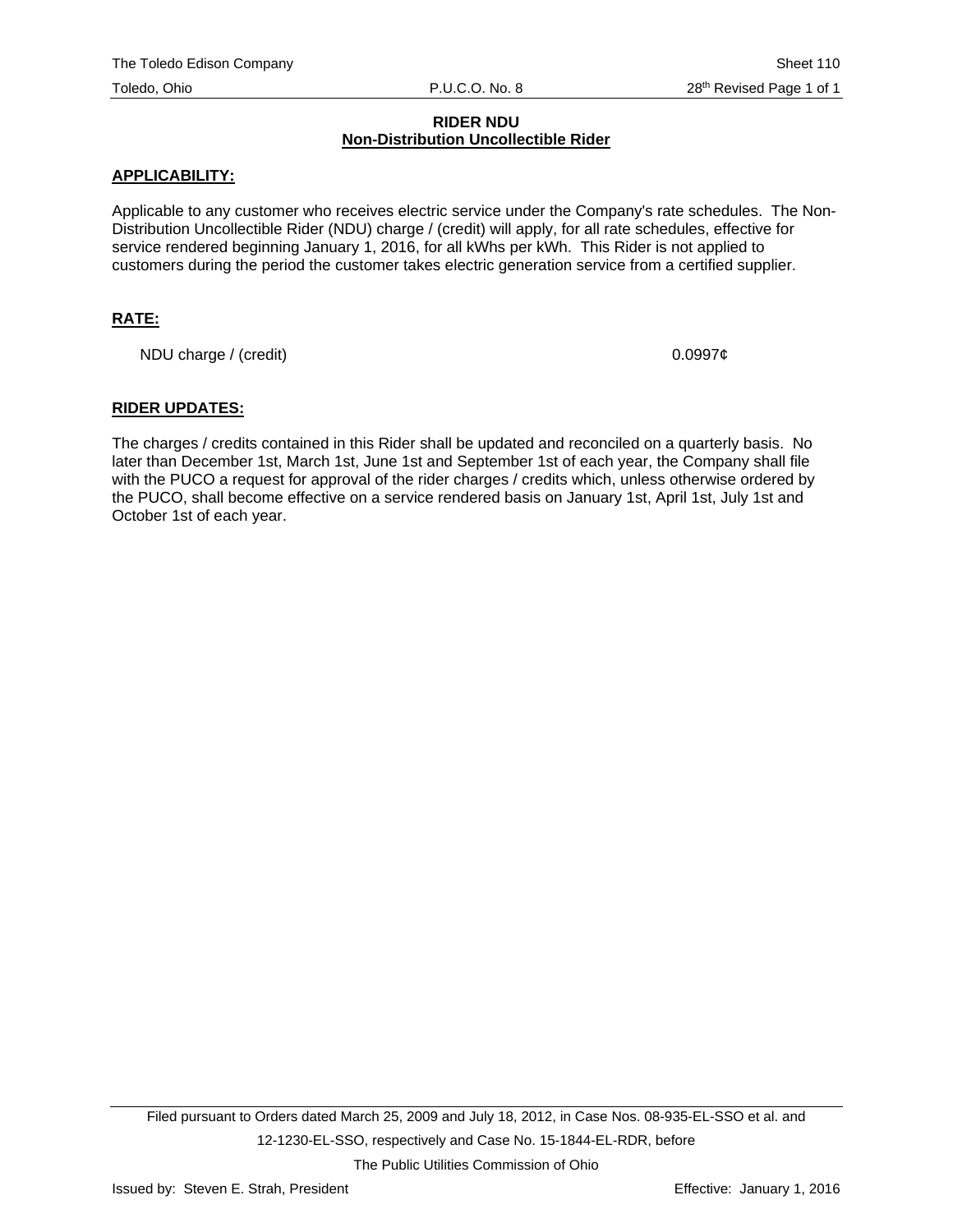## RIDER NDU
## Non-Distribution Uncollectible Rider

**APPLICABILITY:**

Applicable to any customer who receives electric service under the Company's rate schedules. The Non-Distribution Uncollectible Rider (NDU) charge / (credit) will apply, for all rate schedules, effective for service rendered beginning January 1, 2016, for all kWhs per kWh. This Rider is not applied to customers during the period the customer takes electric generation service from a certified supplier.

**RATE:**

| | |
|---|---|
| NDU charge / (credit) | 0.0997¢ |

**RIDER UPDATES:**

The charges / credits contained in this Rider shall be updated and reconciled on a quarterly basis. No later than December 1st, March 1st, June 1st and September 1st of each year, the Company shall file with the PUCO a request for approval of the rider charges / credits which, unless otherwise ordered by the PUCO, shall become effective on a service rendered basis on January 1st, April 1st, July 1st and October 1st of each year.

Filed pursuant to Orders dated March 25, 2009 and July 18, 2012, in Case Nos. 08-935-EL-SSO et al. and 12-1230-EL-SSO, respectively and Case No. 15-1844-EL-RDR, before The Public Utilities Commission of Ohio

Issued by: Steven E. Strah, President

Effective: January 1, 2016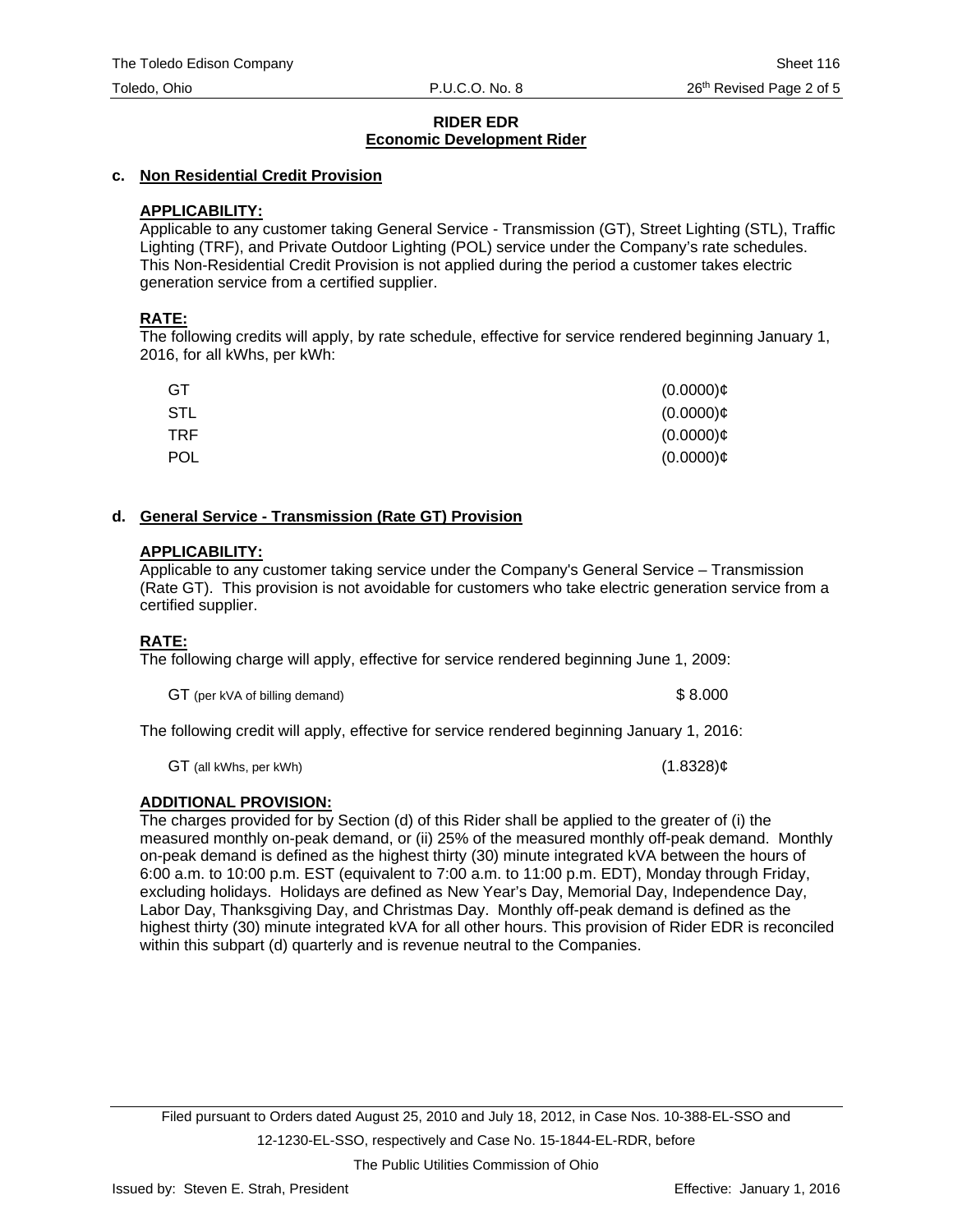## RIDER EDR
## Economic Development Rider

### c. Non Residential Credit Provision

**APPLICABILITY:**
Applicable to any customer taking General Service - Transmission (GT), Street Lighting (STL), Traffic Lighting (TRF), and Private Outdoor Lighting (POL) service under the Company's rate schedules. This Non-Residential Credit Provision is not applied during the period a customer takes electric generation service from a certified supplier.

**RATE:**
The following credits will apply, by rate schedule, effective for service rendered beginning January 1, 2016, for all kWhs, per kWh:

| | |
|---|---|
| GT | (0.0000)¢ |
| STL | (0.0000)¢ |
| TRF | (0.0000)¢ |
| POL | (0.0000)¢ |

### d. General Service - Transmission (Rate GT) Provision

**APPLICABILITY:**
Applicable to any customer taking service under the Company's General Service – Transmission (Rate GT). This provision is not avoidable for customers who take electric generation service from a certified supplier.

**RATE:**
The following charge will apply, effective for service rendered beginning June 1, 2009:

| | |
|---|---|
| GT (per kVA of billing demand) | $ 8.000 |

The following credit will apply, effective for service rendered beginning January 1, 2016:

| | |
|---|---|
| GT (all kWhs, per kWh) | (1.8328)¢ |

**ADDITIONAL PROVISION:**
The charges provided for by Section (d) of this Rider shall be applied to the greater of (i) the measured monthly on-peak demand, or (ii) 25% of the measured monthly off-peak demand. Monthly on-peak demand is defined as the highest thirty (30) minute integrated kVA between the hours of 6:00 a.m. to 10:00 p.m. EST (equivalent to 7:00 a.m. to 11:00 p.m. EDT), Monday through Friday, excluding holidays. Holidays are defined as New Year's Day, Memorial Day, Independence Day, Labor Day, Thanksgiving Day, and Christmas Day. Monthly off-peak demand is defined as the highest thirty (30) minute integrated kVA for all other hours. This provision of Rider EDR is reconciled within this subpart (d) quarterly and is revenue neutral to the Companies.

Filed pursuant to Orders dated August 25, 2010 and July 18, 2012, in Case Nos. 10-388-EL-SSO and 12-1230-EL-SSO, respectively and Case No. 15-1844-EL-RDR, before The Public Utilities Commission of Ohio

Issued by: Steven E. Strah, President Effective: January 1, 2016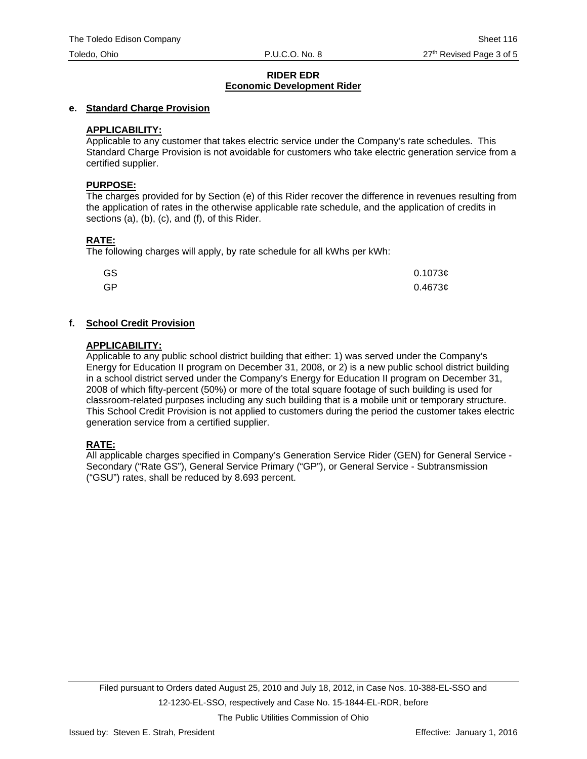## RIDER EDR
## Economic Development Rider

**e. Standard Charge Provision**

**APPLICABILITY:**
Applicable to any customer that takes electric service under the Company's rate schedules. This Standard Charge Provision is not avoidable for customers who take electric generation service from a certified supplier.

**PURPOSE:**
The charges provided for by Section (e) of this Rider recover the difference in revenues resulting from the application of rates in the otherwise applicable rate schedule, and the application of credits in sections (a), (b), (c), and (f), of this Rider.

**RATE:**
The following charges will apply, by rate schedule for all kWhs per kWh:

| | |
|---|---|
| GS | 0.1073¢ |
| GP | 0.4673¢ |

**f. School Credit Provision**

**APPLICABILITY:**
Applicable to any public school district building that either: 1) was served under the Company's Energy for Education II program on December 31, 2008, or 2) is a new public school district building in a school district served under the Company's Energy for Education II program on December 31, 2008 of which fifty-percent (50%) or more of the total square footage of such building is used for classroom-related purposes including any such building that is a mobile unit or temporary structure. This School Credit Provision is not applied to customers during the period the customer takes electric generation service from a certified supplier.

**RATE:**
All applicable charges specified in Company's Generation Service Rider (GEN) for General Service - Secondary ("Rate GS"), General Service Primary ("GP"), or General Service - Subtransmission ("GSU") rates, shall be reduced by 8.693 percent.

Filed pursuant to Orders dated August 25, 2010 and July 18, 2012, in Case Nos. 10-388-EL-SSO and 12-1230-EL-SSO, respectively and Case No. 15-1844-EL-RDR, before The Public Utilities Commission of Ohio

Issued by: Steven E. Strah, President

Effective: January 1, 2016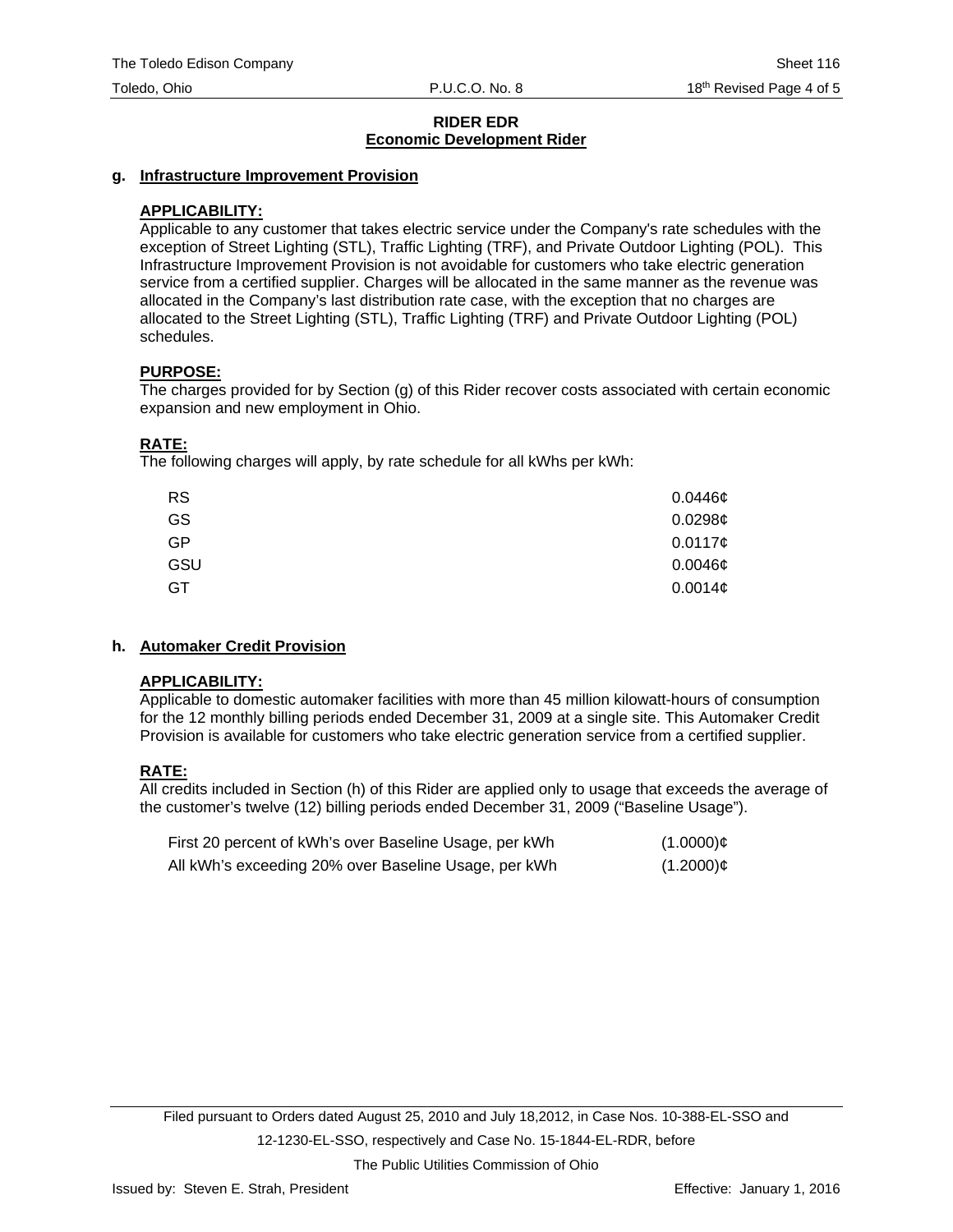**RIDER EDR**
**Economic Development Rider**

**g. Infrastructure Improvement Provision**

**APPLICABILITY:**
Applicable to any customer that takes electric service under the Company's rate schedules with the exception of Street Lighting (STL), Traffic Lighting (TRF), and Private Outdoor Lighting (POL). This Infrastructure Improvement Provision is not avoidable for customers who take electric generation service from a certified supplier. Charges will be allocated in the same manner as the revenue was allocated in the Company's last distribution rate case, with the exception that no charges are allocated to the Street Lighting (STL), Traffic Lighting (TRF) and Private Outdoor Lighting (POL) schedules.

**PURPOSE:**
The charges provided for by Section (g) of this Rider recover costs associated with certain economic expansion and new employment in Ohio.

**RATE:**
The following charges will apply, by rate schedule for all kWhs per kWh:

| | |
|---|---|
| RS | 0.0446¢ |
| GS | 0.0298¢ |
| GP | 0.0117¢ |
| GSU | 0.0046¢ |
| GT | 0.0014¢ |

**h. Automaker Credit Provision**

**APPLICABILITY:**
Applicable to domestic automaker facilities with more than 45 million kilowatt-hours of consumption for the 12 monthly billing periods ended December 31, 2009 at a single site. This Automaker Credit Provision is available for customers who take electric generation service from a certified supplier.

**RATE:**
All credits included in Section (h) of this Rider are applied only to usage that exceeds the average of the customer's twelve (12) billing periods ended December 31, 2009 ("Baseline Usage").

| | |
|---|---|
| First 20 percent of kWh's over Baseline Usage, per kWh | (1.0000)¢ |
| All kWh's exceeding 20% over Baseline Usage, per kWh | (1.2000)¢ |

Filed pursuant to Orders dated August 25, 2010 and July 18,2012, in Case Nos. 10-388-EL-SSO and 12-1230-EL-SSO, respectively and Case No. 15-1844-EL-RDR, before The Public Utilities Commission of Ohio

Issued by: Steven E. Strah, President Effective: January 1, 2016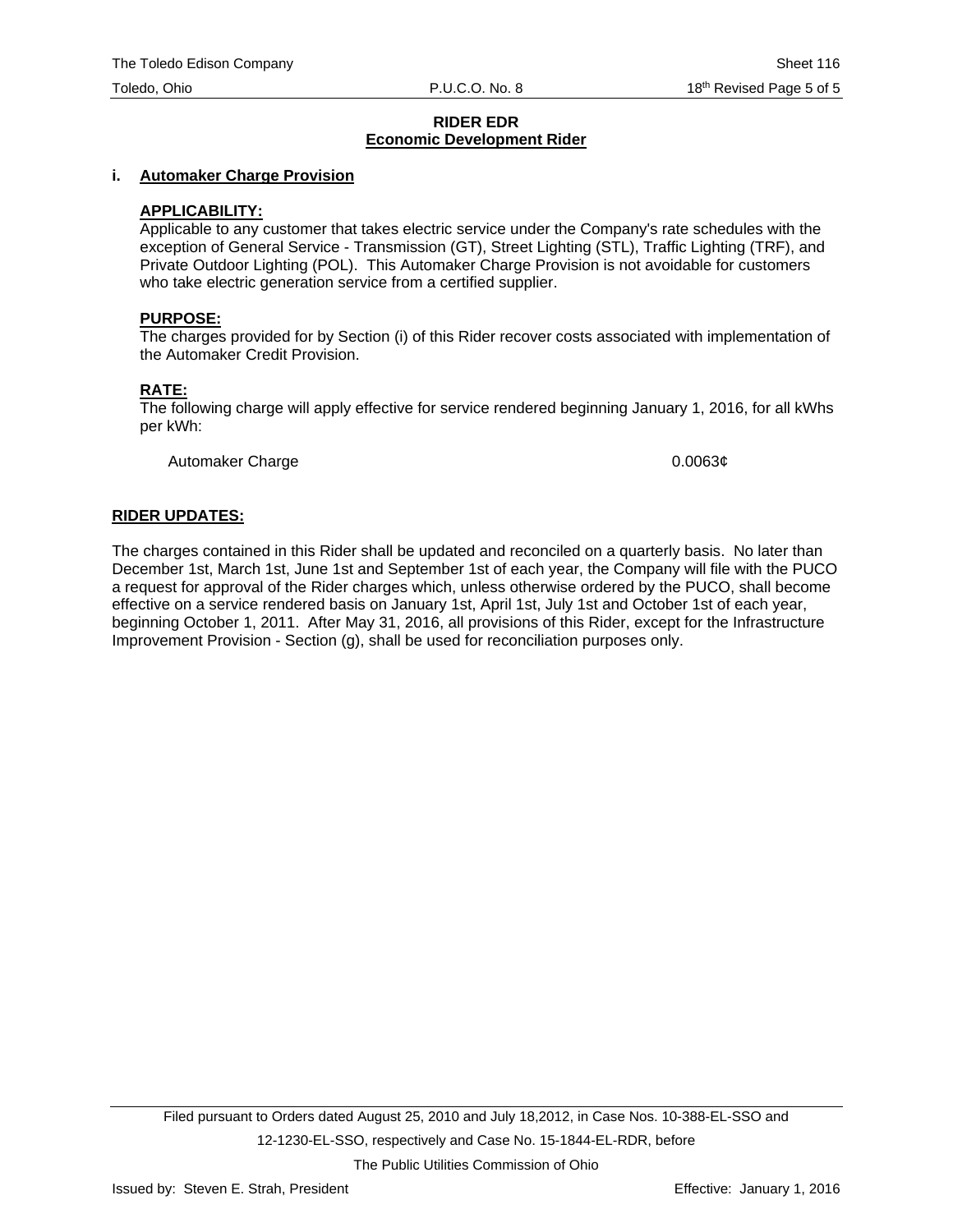**RIDER EDR**
**Economic Development Rider**

**i. Automaker Charge Provision**

**APPLICABILITY:**
Applicable to any customer that takes electric service under the Company's rate schedules with the exception of General Service - Transmission (GT), Street Lighting (STL), Traffic Lighting (TRF), and Private Outdoor Lighting (POL). This Automaker Charge Provision is not avoidable for customers who take electric generation service from a certified supplier.

**PURPOSE:**
The charges provided for by Section (i) of this Rider recover costs associated with implementation of the Automaker Credit Provision.

**RATE:**
The following charge will apply effective for service rendered beginning January 1, 2016, for all kWhs per kWh:

| | |
|---|---|
| Automaker Charge | 0.0063¢ |

**RIDER UPDATES:**

The charges contained in this Rider shall be updated and reconciled on a quarterly basis. No later than December 1st, March 1st, June 1st and September 1st of each year, the Company will file with the PUCO a request for approval of the Rider charges which, unless otherwise ordered by the PUCO, shall become effective on a service rendered basis on January 1st, April 1st, July 1st and October 1st of each year, beginning October 1, 2011. After May 31, 2016, all provisions of this Rider, except for the Infrastructure Improvement Provision - Section (g), shall be used for reconciliation purposes only.

Filed pursuant to Orders dated August 25, 2010 and July 18,2012, in Case Nos. 10-388-EL-SSO and 12-1230-EL-SSO, respectively and Case No. 15-1844-EL-RDR, before The Public Utilities Commission of Ohio

Issued by: Steven E. Strah, President

Effective: January 1, 2016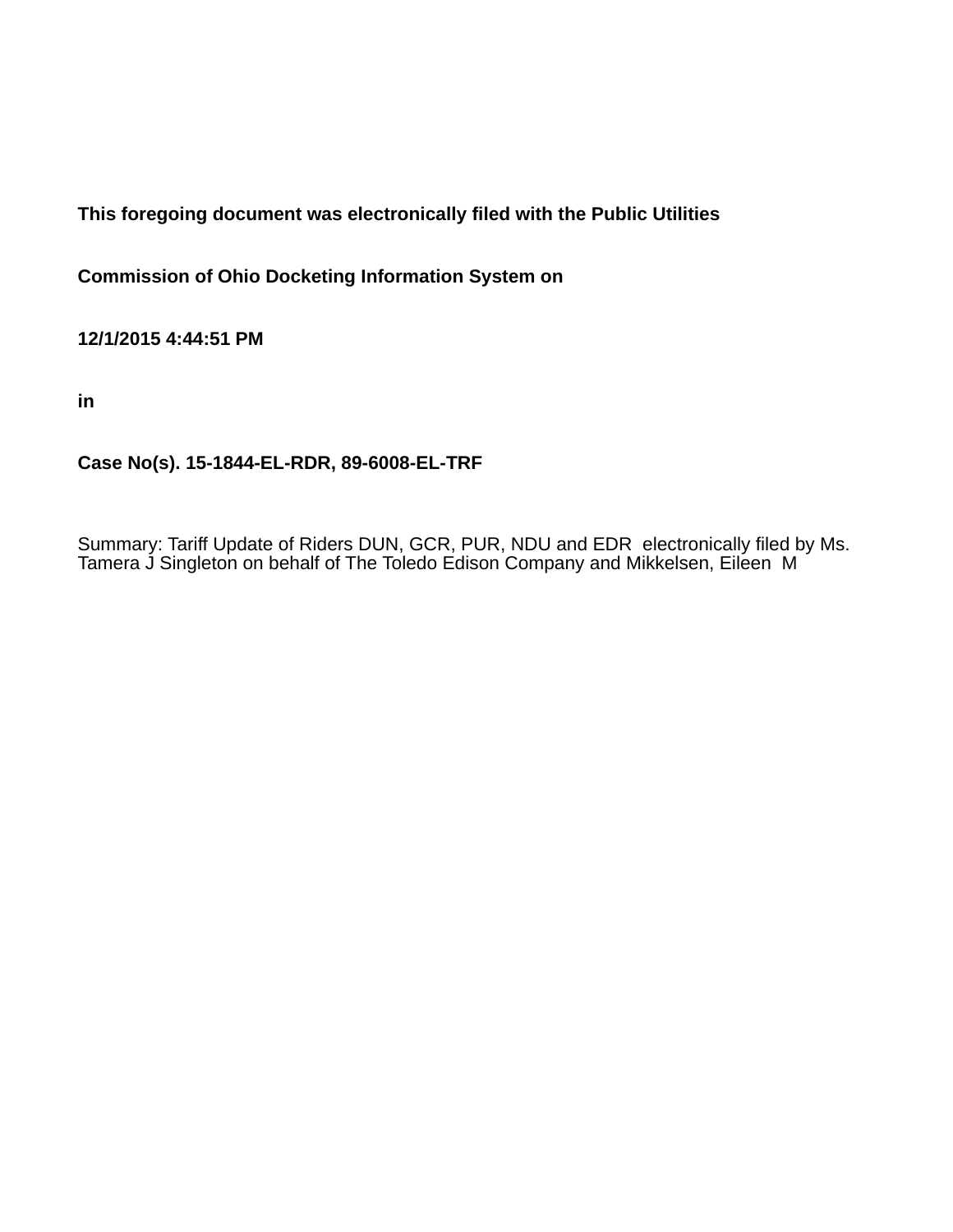**This foregoing document was electronically filed with the Public Utilities**

**Commission of Ohio Docketing Information System on**

**12/1/2015 4:44:51 PM**

**in**

**Case No(s). 15-1844-EL-RDR, 89-6008-EL-TRF**

Summary: Tariff Update of Riders DUN, GCR, PUR, NDU and EDR electronically filed by Ms. Tamera J Singleton on behalf of The Toledo Edison Company and Mikkelsen, Eileen M